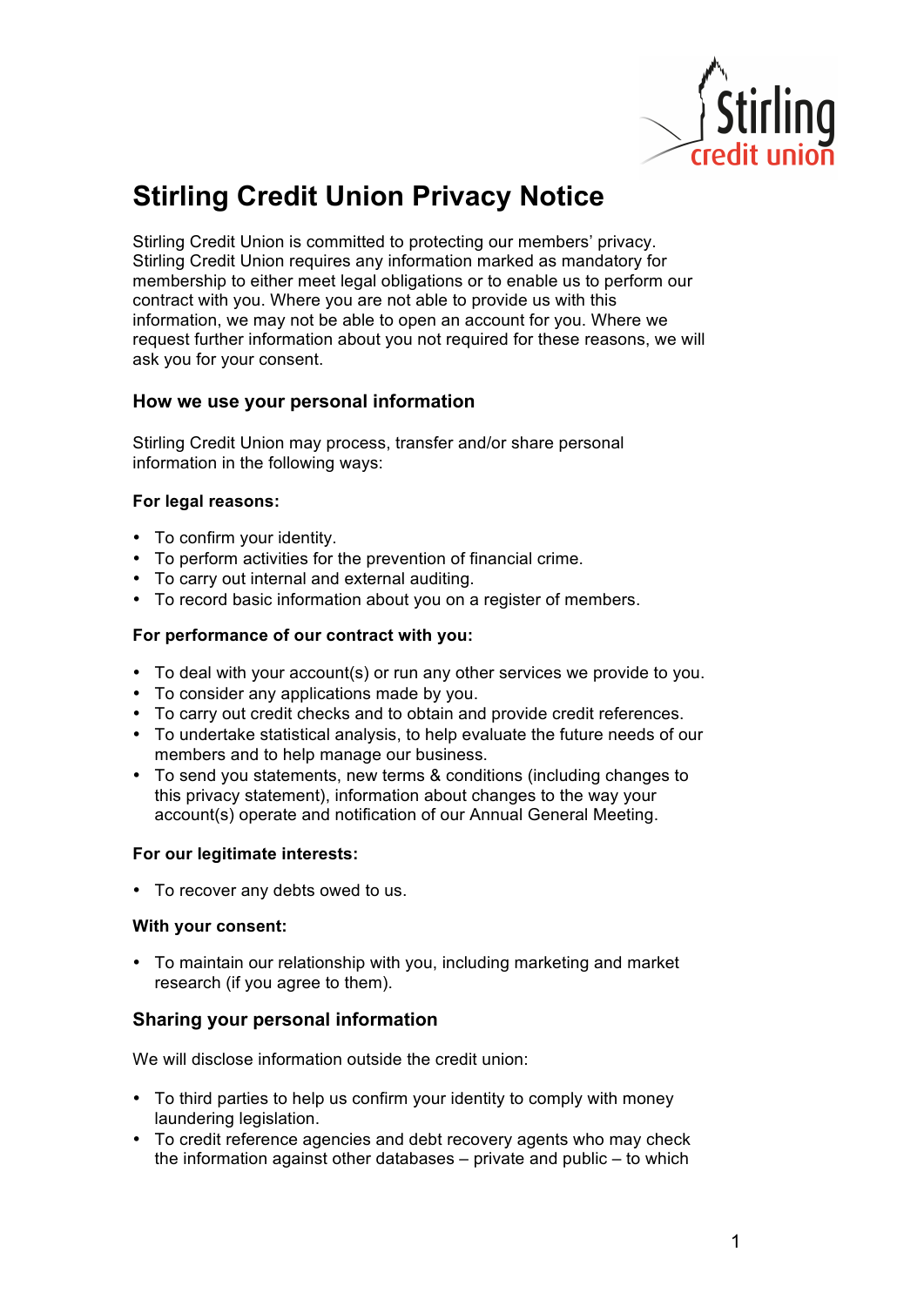# Stirling Credit Union Privacy Notice

Stirling Credit Union is committed to protecting our members' privacy. Stirling Credit Union requires any information marked as mandatory for membership to either meet legal obligations or to enable us to perform our contract with you. Where you are not able to provide us with this information, we may not be able to open an account for you. Where we request further information about you not required for these reasons, we will ask you for your consent.

## How we use your personal information

Stirling Credit Union may process, transfer and/or share personal information in the following ways:

**For legal reasons:**

- To confirm your identity.
- To perform activities for the prevention of financial crime.
- To carry out internal and external auditing.
- To record basic information about you on a register of members.

**For performance of our contract with you:**

- To deal with your account(s) or run any other services we provide to you.
- To consider any applications made by you.
- To carry out credit checks and to obtain and provide credit references.
- To undertake statistical analysis, to help evaluate the future needs of our members and to help manage our business.
- To send you statements, new terms & conditions (including changes to this privacy statement), information about changes to the way your account(s) operate and notification of our Annual General Meeting.

**For our legitimate interests:**

- To recover any debts owed to us.

**With your consent:**

- To maintain our relationship with you, including marketing and market research (if you agree to them).

## Sharing your personal information

We will disclose information outside the credit union:

- To third parties to help us confirm your identity to comply with money laundering legislation.
- To credit reference agencies and debt recovery agents who may check the information against other databases – private and public – to which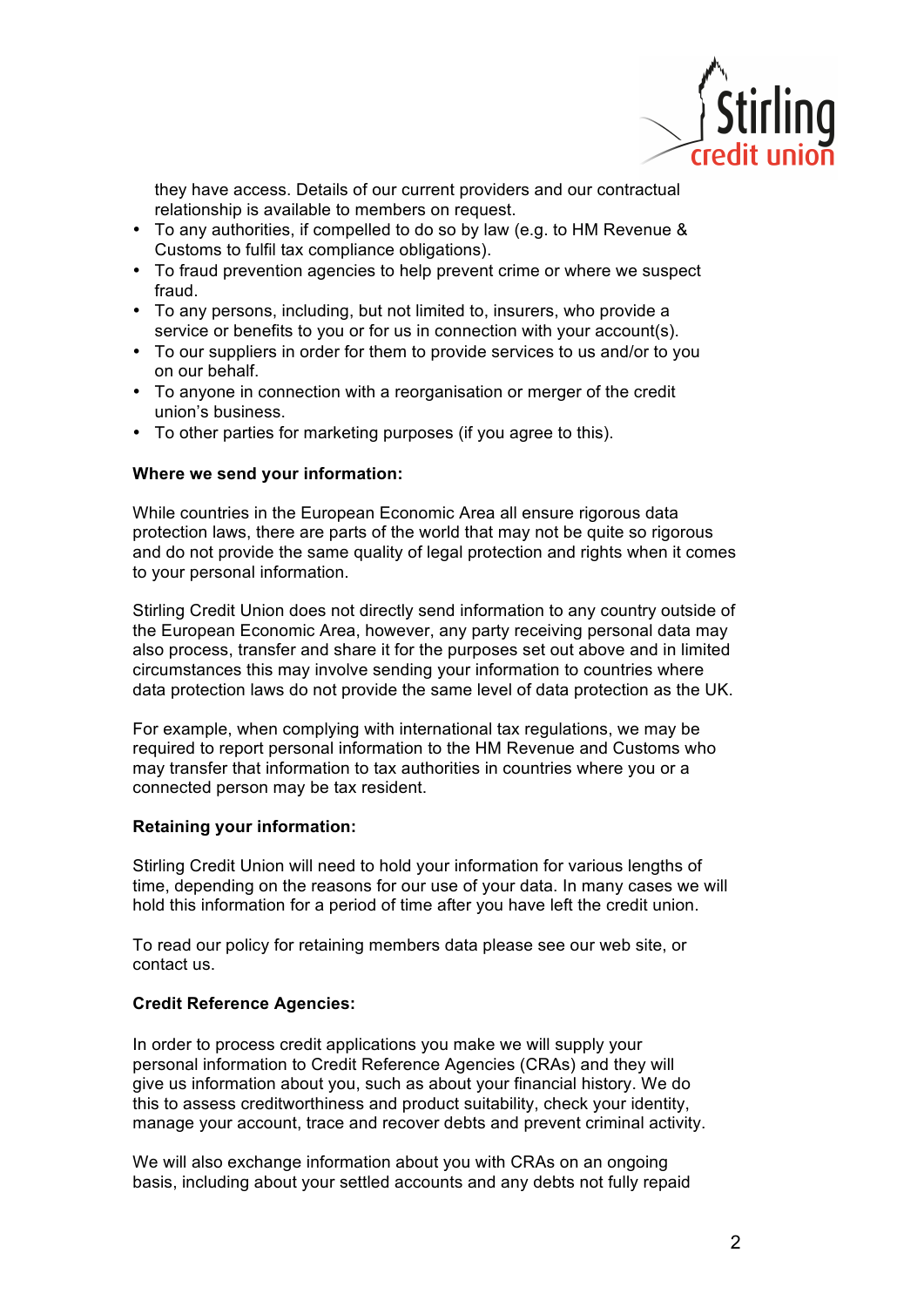they have access. Details of our current providers and our contractual relationship is available to members on request.

- To any authorities, if compelled to do so by law (e.g. to HM Revenue & Customs to fulfil tax compliance obligations).
- To fraud prevention agencies to help prevent crime or where we suspect fraud.
- To any persons, including, but not limited to, insurers, who provide a service or benefits to you or for us in connection with your account(s).
- To our suppliers in order for them to provide services to us and/or to you on our behalf.
- To anyone in connection with a reorganisation or merger of the credit union's business.
- To other parties for marketing purposes (if you agree to this).

**Where we send your information:**

While countries in the European Economic Area all ensure rigorous data protection laws, there are parts of the world that may not be quite so rigorous and do not provide the same quality of legal protection and rights when it comes to your personal information.

Stirling Credit Union does not directly send information to any country outside of the European Economic Area, however, any party receiving personal data may also process, transfer and share it for the purposes set out above and in limited circumstances this may involve sending your information to countries where data protection laws do not provide the same level of data protection as the UK.

For example, when complying with international tax regulations, we may be required to report personal information to the HM Revenue and Customs who may transfer that information to tax authorities in countries where you or a connected person may be tax resident.

**Retaining your information:**

Stirling Credit Union will need to hold your information for various lengths of time, depending on the reasons for our use of your data. In many cases we will hold this information for a period of time after you have left the credit union.

To read our policy for retaining members data please see our web site, or contact us.

**Credit Reference Agencies:**

In order to process credit applications you make we will supply your personal information to Credit Reference Agencies (CRAs) and they will give us information about you, such as about your financial history. We do this to assess creditworthiness and product suitability, check your identity, manage your account, trace and recover debts and prevent criminal activity.

We will also exchange information about you with CRAs on an ongoing basis, including about your settled accounts and any debts not fully repaid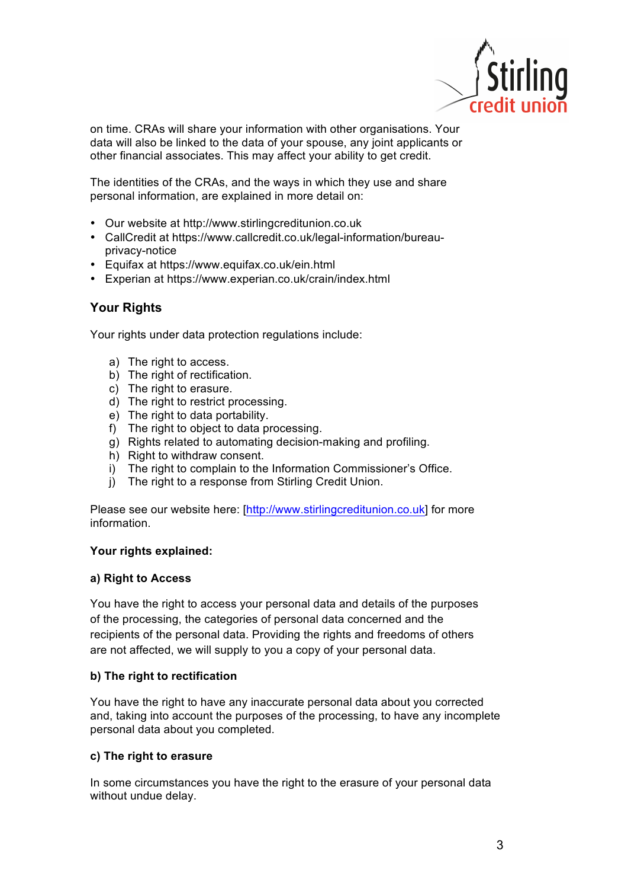on time. CRAs will share your information with other organisations. Your data will also be linked to the data of your spouse, any joint applicants or other financial associates. This may affect your ability to get credit.

The identities of the CRAs, and the ways in which they use and share personal information, are explained in more detail on:

- Our website at http://www.stirlingcreditunion.co.uk
- CallCredit at https://www.callcredit.co.uk/legal-information/bureau-privacy-notice
- Equifax at https://www.equifax.co.uk/ein.html
- Experian at https://www.experian.co.uk/crain/index.html

## Your Rights

Your rights under data protection regulations include:

a) The right to access.
b) The right of rectification.
c) The right to erasure.
d) The right to restrict processing.
e) The right to data portability.
f) The right to object to data processing.
g) Rights related to automating decision-making and profiling.
h) Right to withdraw consent.
i) The right to complain to the Information Commissioner's Office.
j) The right to a response from Stirling Credit Union.

Please see our website here: [http://www.stirlingcreditunion.co.uk] for more information.

**Your rights explained:**

**a) Right to Access**

You have the right to access your personal data and details of the purposes of the processing, the categories of personal data concerned and the recipients of the personal data. Providing the rights and freedoms of others are not affected, we will supply to you a copy of your personal data.

**b) The right to rectification**

You have the right to have any inaccurate personal data about you corrected and, taking into account the purposes of the processing, to have any incomplete personal data about you completed.

**c) The right to erasure**

In some circumstances you have the right to the erasure of your personal data without undue delay.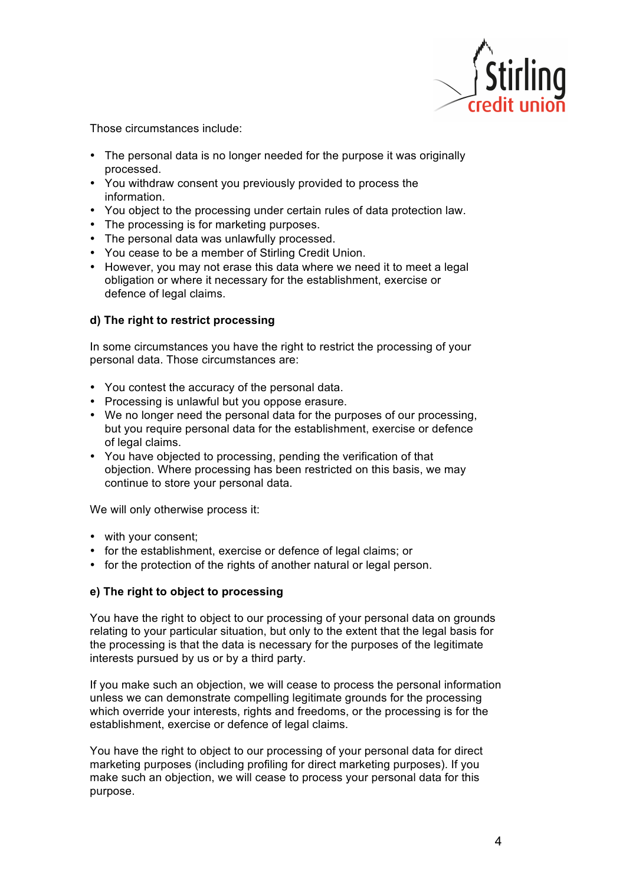Those circumstances include:

- The personal data is no longer needed for the purpose it was originally processed.
- You withdraw consent you previously provided to process the information.
- You object to the processing under certain rules of data protection law.
- The processing is for marketing purposes.
- The personal data was unlawfully processed.
- You cease to be a member of Stirling Credit Union.
- However, you may not erase this data where we need it to meet a legal obligation or where it necessary for the establishment, exercise or defence of legal claims.

**d) The right to restrict processing**

In some circumstances you have the right to restrict the processing of your personal data. Those circumstances are:

- You contest the accuracy of the personal data.
- Processing is unlawful but you oppose erasure.
- We no longer need the personal data for the purposes of our processing, but you require personal data for the establishment, exercise or defence of legal claims.
- You have objected to processing, pending the verification of that objection. Where processing has been restricted on this basis, we may continue to store your personal data.

We will only otherwise process it:

- with your consent;
- for the establishment, exercise or defence of legal claims; or
- for the protection of the rights of another natural or legal person.

**e) The right to object to processing**

You have the right to object to our processing of your personal data on grounds relating to your particular situation, but only to the extent that the legal basis for the processing is that the data is necessary for the purposes of the legitimate interests pursued by us or by a third party.

If you make such an objection, we will cease to process the personal information unless we can demonstrate compelling legitimate grounds for the processing which override your interests, rights and freedoms, or the processing is for the establishment, exercise or defence of legal claims.

You have the right to object to our processing of your personal data for direct marketing purposes (including profiling for direct marketing purposes). If you make such an objection, we will cease to process your personal data for this purpose.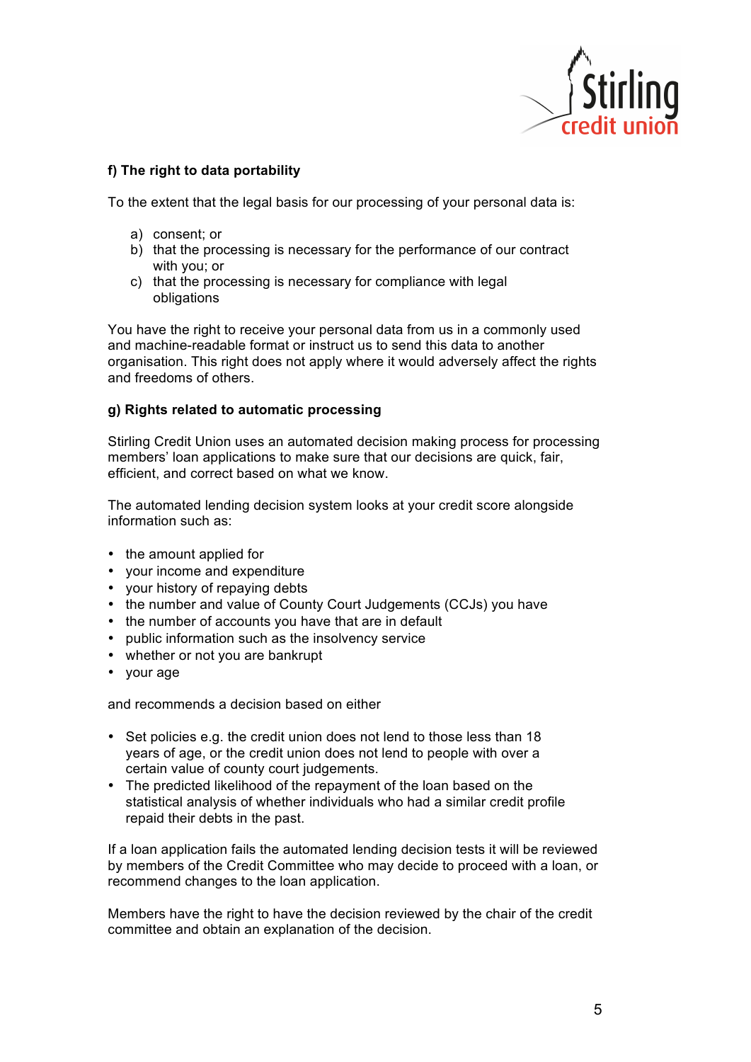#### f) The right to data portability

To the extent that the legal basis for our processing of your personal data is:

a) consent; or
b) that the processing is necessary for the performance of our contract with you; or
c) that the processing is necessary for compliance with legal obligations

You have the right to receive your personal data from us in a commonly used and machine-readable format or instruct us to send this data to another organisation. This right does not apply where it would adversely affect the rights and freedoms of others.

#### g) Rights related to automatic processing

Stirling Credit Union uses an automated decision making process for processing members' loan applications to make sure that our decisions are quick, fair, efficient, and correct based on what we know.

The automated lending decision system looks at your credit score alongside information such as:

- the amount applied for
- your income and expenditure
- your history of repaying debts
- the number and value of County Court Judgements (CCJs) you have
- the number of accounts you have that are in default
- public information such as the insolvency service
- whether or not you are bankrupt
- your age

and recommends a decision based on either

- Set policies e.g. the credit union does not lend to those less than 18 years of age, or the credit union does not lend to people with over a certain value of county court judgements.
- The predicted likelihood of the repayment of the loan based on the statistical analysis of whether individuals who had a similar credit profile repaid their debts in the past.

If a loan application fails the automated lending decision tests it will be reviewed by members of the Credit Committee who may decide to proceed with a loan, or recommend changes to the loan application.

Members have the right to have the decision reviewed by the chair of the credit committee and obtain an explanation of the decision.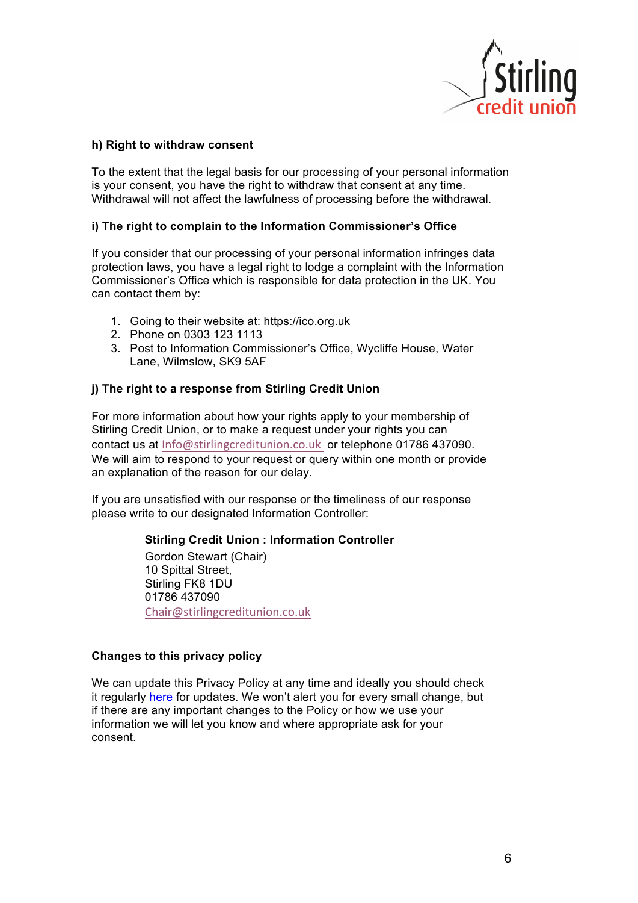#### h) Right to withdraw consent

To the extent that the legal basis for our processing of your personal information is your consent, you have the right to withdraw that consent at any time. Withdrawal will not affect the lawfulness of processing before the withdrawal.

#### i) The right to complain to the Information Commissioner's Office

If you consider that our processing of your personal information infringes data protection laws, you have a legal right to lodge a complaint with the Information Commissioner's Office which is responsible for data protection in the UK. You can contact them by:

1. Going to their website at: https://ico.org.uk
2. Phone on 0303 123 1113
3. Post to Information Commissioner's Office, Wycliffe House, Water Lane, Wilmslow, SK9 5AF

#### j) The right to a response from Stirling Credit Union

For more information about how your rights apply to your membership of Stirling Credit Union, or to make a request under your rights you can contact us at Info@stirlingcreditunion.co.uk or telephone 01786 437090. We will aim to respond to your request or query within one month or provide an explanation of the reason for our delay.

If you are unsatisfied with our response or the timeliness of our response please write to our designated Information Controller:

**Stirling Credit Union : Information Controller**
Gordon Stewart (Chair)
10 Spittal Street,
Stirling FK8 1DU
01786 437090
Chair@stirlingcreditunion.co.uk

#### Changes to this privacy policy

We can update this Privacy Policy at any time and ideally you should check it regularly here for updates. We won't alert you for every small change, but if there are any important changes to the Policy or how we use your information we will let you know and where appropriate ask for your consent.